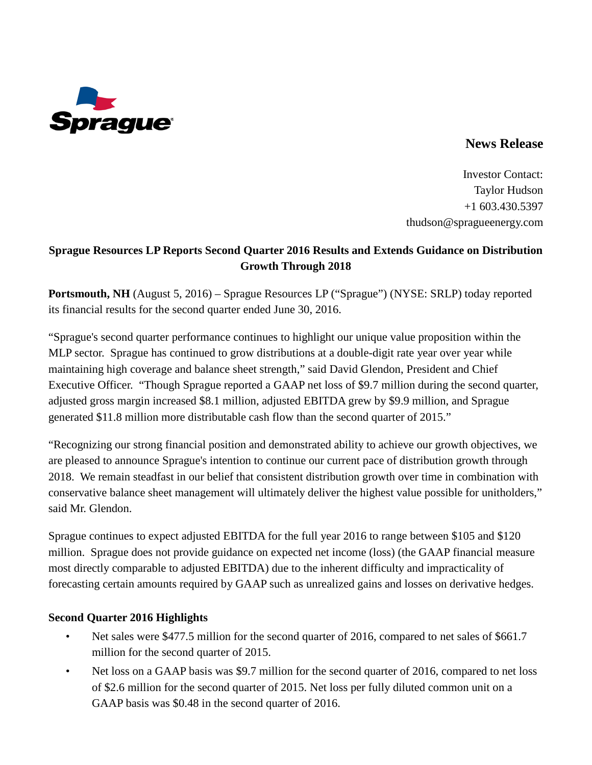Sprague

**News Release**

Investor Contact:
Taylor Hudson
+1 603.430.5397
thudson@spragueenergy.com

**Sprague Resources LP Reports Second Quarter 2016 Results and Extends Guidance on Distribution Growth Through 2018**

**Portsmouth, NH** (August 5, 2016) – Sprague Resources LP ("Sprague") (NYSE: SRLP) today reported its financial results for the second quarter ended June 30, 2016.

"Sprague's second quarter performance continues to highlight our unique value proposition within the MLP sector. Sprague has continued to grow distributions at a double-digit rate year over year while maintaining high coverage and balance sheet strength," said David Glendon, President and Chief Executive Officer. "Though Sprague reported a GAAP net loss of $9.7 million during the second quarter, adjusted gross margin increased $8.1 million, adjusted EBITDA grew by $9.9 million, and Sprague generated $11.8 million more distributable cash flow than the second quarter of 2015."

"Recognizing our strong financial position and demonstrated ability to achieve our growth objectives, we are pleased to announce Sprague's intention to continue our current pace of distribution growth through 2018. We remain steadfast in our belief that consistent distribution growth over time in combination with conservative balance sheet management will ultimately deliver the highest value possible for unitholders," said Mr. Glendon.

Sprague continues to expect adjusted EBITDA for the full year 2016 to range between $105 and $120 million. Sprague does not provide guidance on expected net income (loss) (the GAAP financial measure most directly comparable to adjusted EBITDA) due to the inherent difficulty and impracticality of forecasting certain amounts required by GAAP such as unrealized gains and losses on derivative hedges.

**Second Quarter 2016 Highlights**

- Net sales were $477.5 million for the second quarter of 2016, compared to net sales of $661.7 million for the second quarter of 2015.
- Net loss on a GAAP basis was $9.7 million for the second quarter of 2016, compared to net loss of $2.6 million for the second quarter of 2015. Net loss per fully diluted common unit on a GAAP basis was $0.48 in the second quarter of 2016.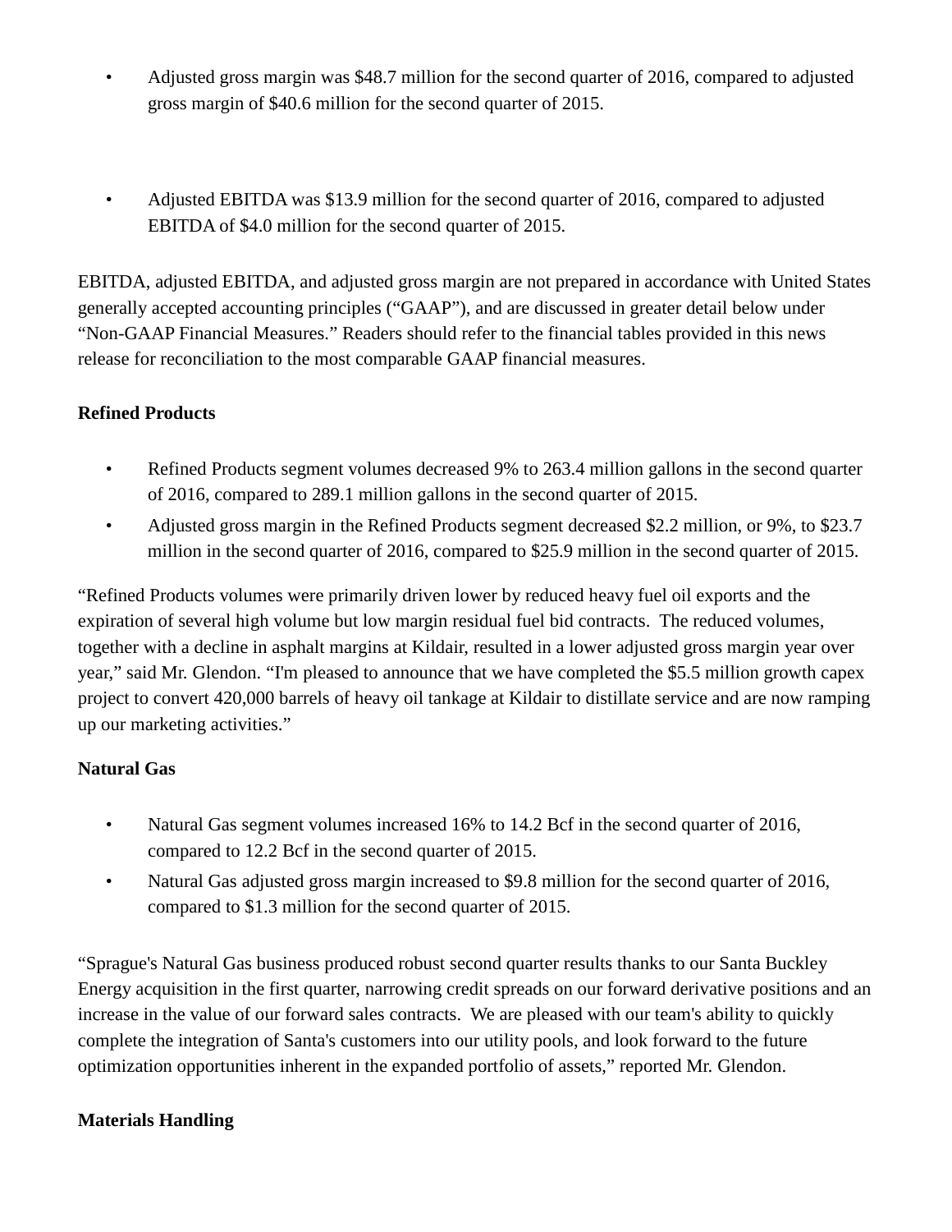- Adjusted gross margin was $48.7 million for the second quarter of 2016, compared to adjusted gross margin of $40.6 million for the second quarter of 2015.

- Adjusted EBITDA was $13.9 million for the second quarter of 2016, compared to adjusted EBITDA of $4.0 million for the second quarter of 2015.

EBITDA, adjusted EBITDA, and adjusted gross margin are not prepared in accordance with United States generally accepted accounting principles (“GAAP”), and are discussed in greater detail below under “Non-GAAP Financial Measures.” Readers should refer to the financial tables provided in this news release for reconciliation to the most comparable GAAP financial measures.

**Refined Products**

- Refined Products segment volumes decreased 9% to 263.4 million gallons in the second quarter of 2016, compared to 289.1 million gallons in the second quarter of 2015.
- Adjusted gross margin in the Refined Products segment decreased $2.2 million, or 9%, to $23.7 million in the second quarter of 2016, compared to $25.9 million in the second quarter of 2015.

“Refined Products volumes were primarily driven lower by reduced heavy fuel oil exports and the expiration of several high volume but low margin residual fuel bid contracts. The reduced volumes, together with a decline in asphalt margins at Kildair, resulted in a lower adjusted gross margin year over year,” said Mr. Glendon. “I'm pleased to announce that we have completed the $5.5 million growth capex project to convert 420,000 barrels of heavy oil tankage at Kildair to distillate service and are now ramping up our marketing activities.”

**Natural Gas**

- Natural Gas segment volumes increased 16% to 14.2 Bcf in the second quarter of 2016, compared to 12.2 Bcf in the second quarter of 2015.
- Natural Gas adjusted gross margin increased to $9.8 million for the second quarter of 2016, compared to $1.3 million for the second quarter of 2015.

“Sprague's Natural Gas business produced robust second quarter results thanks to our Santa Buckley Energy acquisition in the first quarter, narrowing credit spreads on our forward derivative positions and an increase in the value of our forward sales contracts. We are pleased with our team's ability to quickly complete the integration of Santa's customers into our utility pools, and look forward to the future optimization opportunities inherent in the expanded portfolio of assets,” reported Mr. Glendon.

**Materials Handling**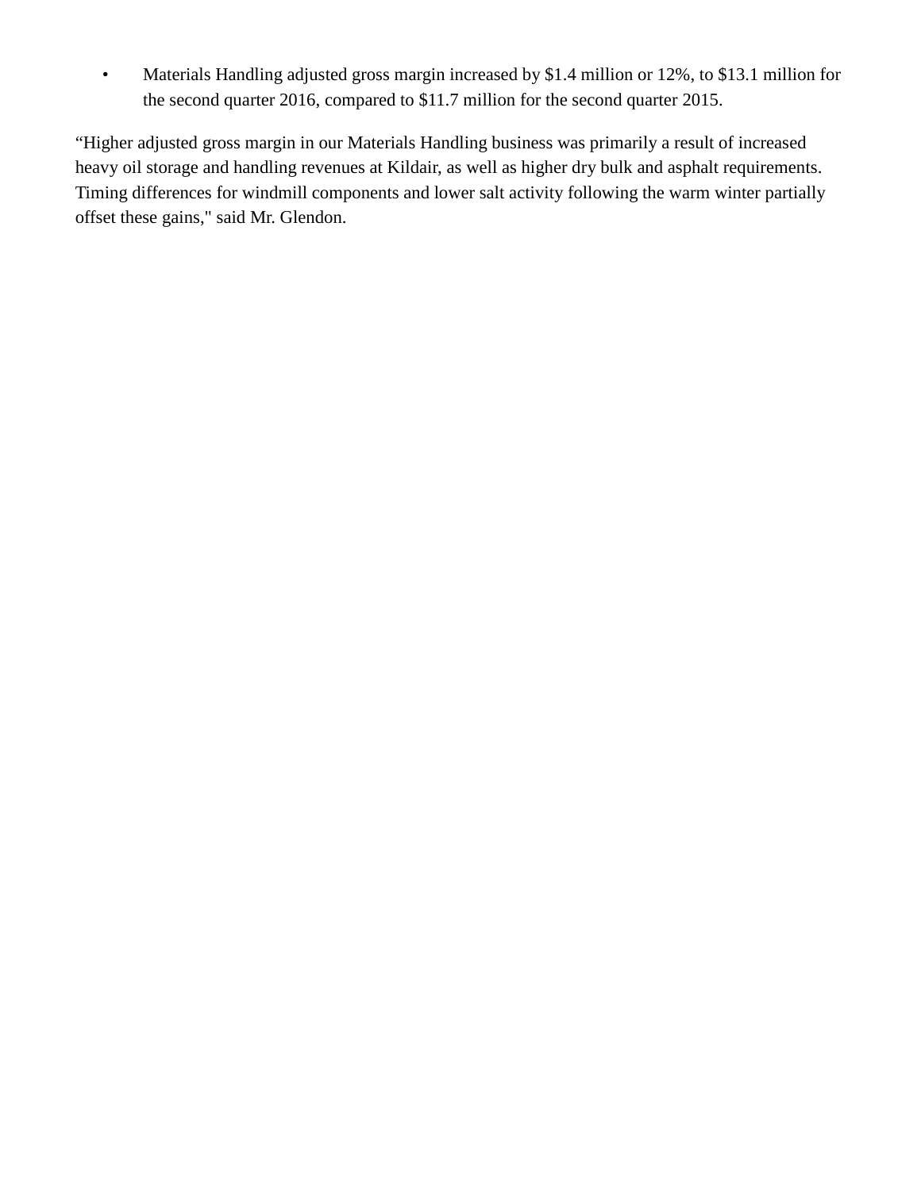- Materials Handling adjusted gross margin increased by $1.4 million or 12%, to $13.1 million for the second quarter 2016, compared to $11.7 million for the second quarter 2015.

“Higher adjusted gross margin in our Materials Handling business was primarily a result of increased heavy oil storage and handling revenues at Kildair, as well as higher dry bulk and asphalt requirements. Timing differences for windmill components and lower salt activity following the warm winter partially offset these gains," said Mr. Glendon.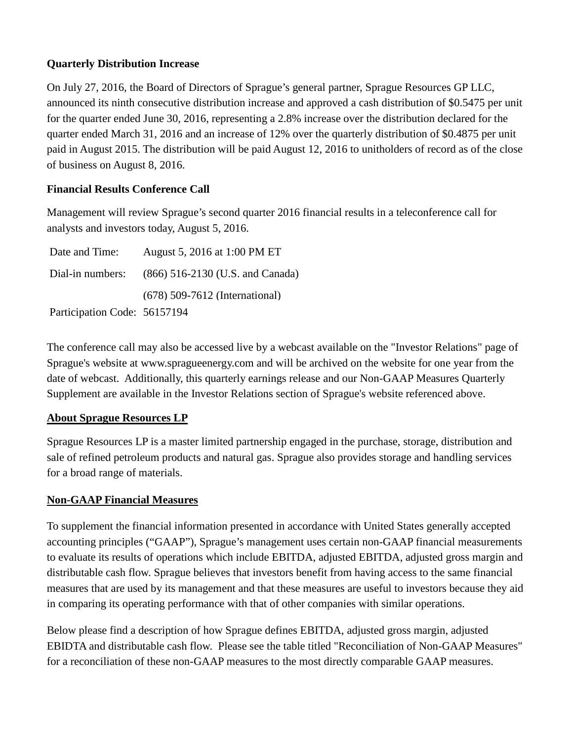**Quarterly Distribution Increase**

On July 27, 2016, the Board of Directors of Sprague's general partner, Sprague Resources GP LLC, announced its ninth consecutive distribution increase and approved a cash distribution of $0.5475 per unit for the quarter ended June 30, 2016, representing a 2.8% increase over the distribution declared for the quarter ended March 31, 2016 and an increase of 12% over the quarterly distribution of $0.4875 per unit paid in August 2015. The distribution will be paid August 12, 2016 to unitholders of record as of the close of business on August 8, 2016.

**Financial Results Conference Call**

Management will review Sprague's second quarter 2016 financial results in a teleconference call for analysts and investors today, August 5, 2016.

| | |
|---|---|
| Date and Time: | August 5, 2016 at 1:00 PM ET |
| Dial-in numbers: | (866) 516-2130 (U.S. and Canada) |
| | (678) 509-7612 (International) |
| Participation Code: | 56157194 |

The conference call may also be accessed live by a webcast available on the "Investor Relations" page of Sprague's website at www.spragueenergy.com and will be archived on the website for one year from the date of webcast. Additionally, this quarterly earnings release and our Non-GAAP Measures Quarterly Supplement are available in the Investor Relations section of Sprague's website referenced above.

**About Sprague Resources LP**

Sprague Resources LP is a master limited partnership engaged in the purchase, storage, distribution and sale of refined petroleum products and natural gas. Sprague also provides storage and handling services for a broad range of materials.

**Non-GAAP Financial Measures**

To supplement the financial information presented in accordance with United States generally accepted accounting principles ("GAAP"), Sprague's management uses certain non-GAAP financial measurements to evaluate its results of operations which include EBITDA, adjusted EBITDA, adjusted gross margin and distributable cash flow. Sprague believes that investors benefit from having access to the same financial measures that are used by its management and that these measures are useful to investors because they aid in comparing its operating performance with that of other companies with similar operations.

Below please find a description of how Sprague defines EBITDA, adjusted gross margin, adjusted EBIDTA and distributable cash flow. Please see the table titled "Reconciliation of Non-GAAP Measures" for a reconciliation of these non-GAAP measures to the most directly comparable GAAP measures.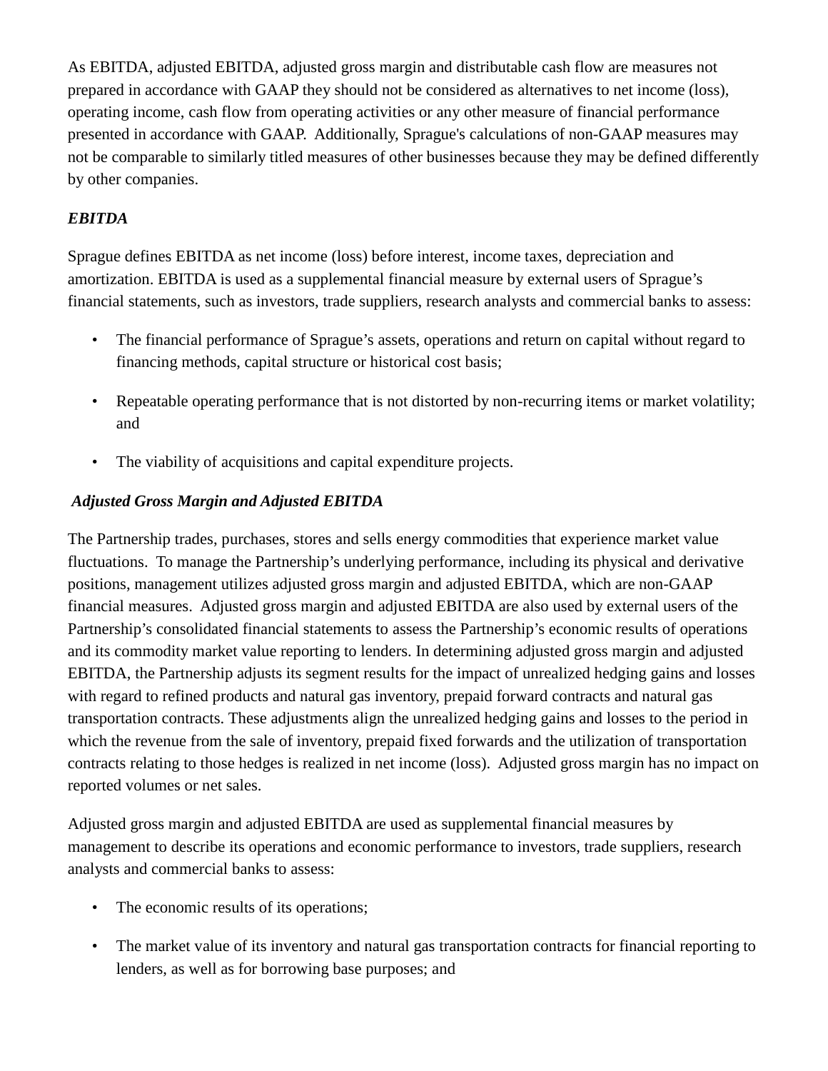As EBITDA, adjusted EBITDA, adjusted gross margin and distributable cash flow are measures not prepared in accordance with GAAP they should not be considered as alternatives to net income (loss), operating income, cash flow from operating activities or any other measure of financial performance presented in accordance with GAAP. Additionally, Sprague's calculations of non-GAAP measures may not be comparable to similarly titled measures of other businesses because they may be defined differently by other companies.

***EBITDA***

Sprague defines EBITDA as net income (loss) before interest, income taxes, depreciation and amortization. EBITDA is used as a supplemental financial measure by external users of Sprague's financial statements, such as investors, trade suppliers, research analysts and commercial banks to assess:

- The financial performance of Sprague's assets, operations and return on capital without regard to financing methods, capital structure or historical cost basis;
- Repeatable operating performance that is not distorted by non-recurring items or market volatility; and
- The viability of acquisitions and capital expenditure projects.

***Adjusted Gross Margin and Adjusted EBITDA***

The Partnership trades, purchases, stores and sells energy commodities that experience market value fluctuations. To manage the Partnership's underlying performance, including its physical and derivative positions, management utilizes adjusted gross margin and adjusted EBITDA, which are non-GAAP financial measures. Adjusted gross margin and adjusted EBITDA are also used by external users of the Partnership's consolidated financial statements to assess the Partnership's economic results of operations and its commodity market value reporting to lenders. In determining adjusted gross margin and adjusted EBITDA, the Partnership adjusts its segment results for the impact of unrealized hedging gains and losses with regard to refined products and natural gas inventory, prepaid forward contracts and natural gas transportation contracts. These adjustments align the unrealized hedging gains and losses to the period in which the revenue from the sale of inventory, prepaid fixed forwards and the utilization of transportation contracts relating to those hedges is realized in net income (loss). Adjusted gross margin has no impact on reported volumes or net sales.

Adjusted gross margin and adjusted EBITDA are used as supplemental financial measures by management to describe its operations and economic performance to investors, trade suppliers, research analysts and commercial banks to assess:

- The economic results of its operations;
- The market value of its inventory and natural gas transportation contracts for financial reporting to lenders, as well as for borrowing base purposes; and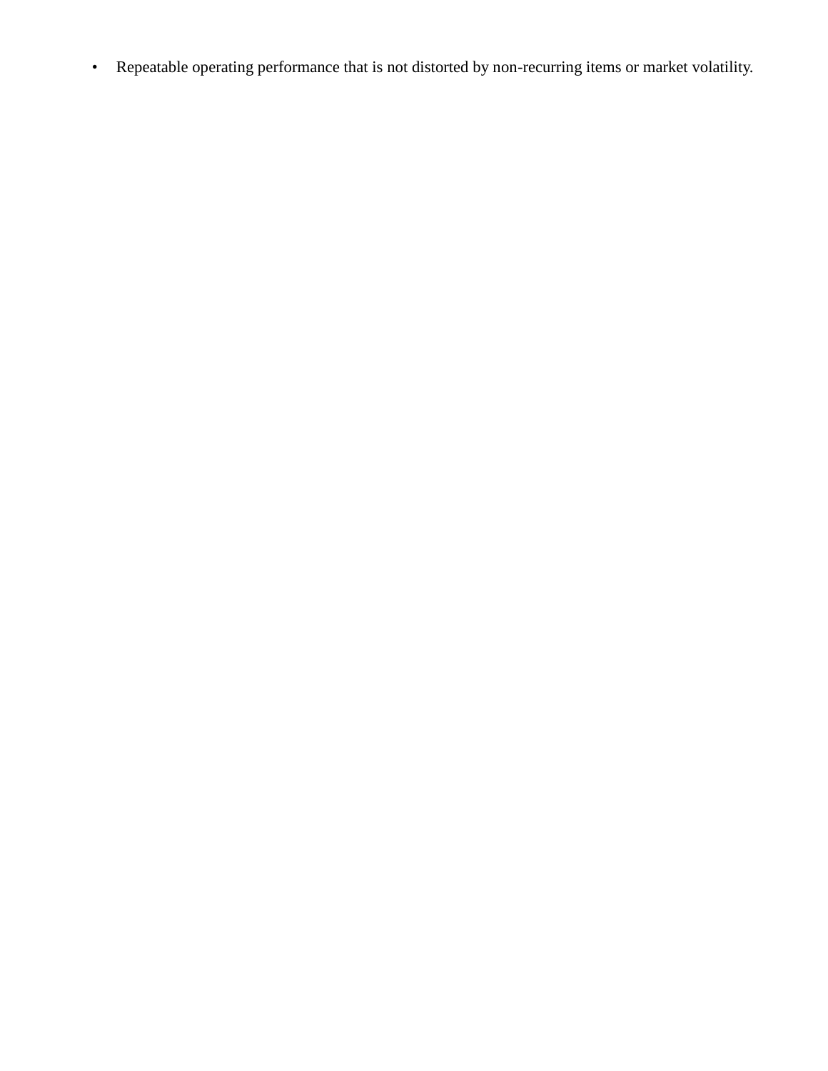- Repeatable operating performance that is not distorted by non-recurring items or market volatility.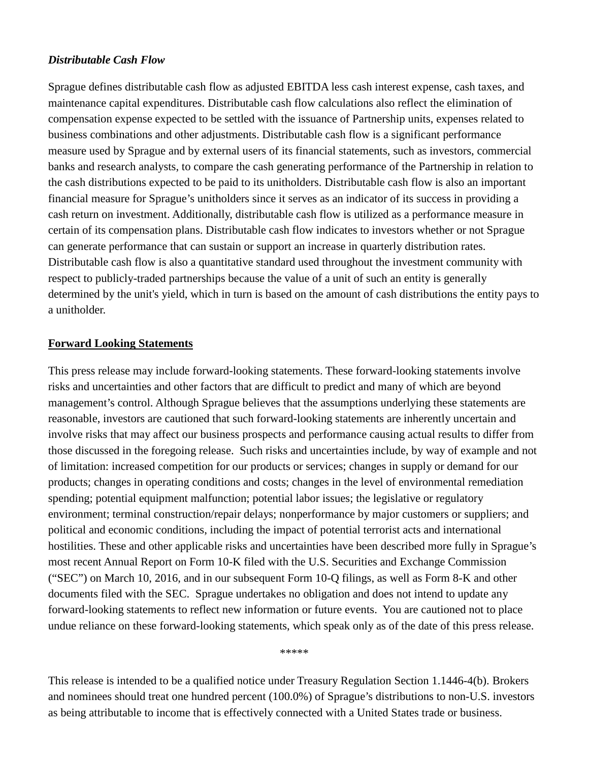### *Distributable Cash Flow*

Sprague defines distributable cash flow as adjusted EBITDA less cash interest expense, cash taxes, and maintenance capital expenditures. Distributable cash flow calculations also reflect the elimination of compensation expense expected to be settled with the issuance of Partnership units, expenses related to business combinations and other adjustments. Distributable cash flow is a significant performance measure used by Sprague and by external users of its financial statements, such as investors, commercial banks and research analysts, to compare the cash generating performance of the Partnership in relation to the cash distributions expected to be paid to its unitholders. Distributable cash flow is also an important financial measure for Sprague's unitholders since it serves as an indicator of its success in providing a cash return on investment. Additionally, distributable cash flow is utilized as a performance measure in certain of its compensation plans. Distributable cash flow indicates to investors whether or not Sprague can generate performance that can sustain or support an increase in quarterly distribution rates. Distributable cash flow is also a quantitative standard used throughout the investment community with respect to publicly-traded partnerships because the value of a unit of such an entity is generally determined by the unit's yield, which in turn is based on the amount of cash distributions the entity pays to a unitholder.

## Forward Looking Statements

This press release may include forward-looking statements. These forward-looking statements involve risks and uncertainties and other factors that are difficult to predict and many of which are beyond management's control. Although Sprague believes that the assumptions underlying these statements are reasonable, investors are cautioned that such forward-looking statements are inherently uncertain and involve risks that may affect our business prospects and performance causing actual results to differ from those discussed in the foregoing release. Such risks and uncertainties include, by way of example and not of limitation: increased competition for our products or services; changes in supply or demand for our products; changes in operating conditions and costs; changes in the level of environmental remediation spending; potential equipment malfunction; potential labor issues; the legislative or regulatory environment; terminal construction/repair delays; nonperformance by major customers or suppliers; and political and economic conditions, including the impact of potential terrorist acts and international hostilities. These and other applicable risks and uncertainties have been described more fully in Sprague's most recent Annual Report on Form 10-K filed with the U.S. Securities and Exchange Commission ("SEC") on March 10, 2016, and in our subsequent Form 10-Q filings, as well as Form 8-K and other documents filed with the SEC. Sprague undertakes no obligation and does not intend to update any forward-looking statements to reflect new information or future events. You are cautioned not to place undue reliance on these forward-looking statements, which speak only as of the date of this press release.

*****

This release is intended to be a qualified notice under Treasury Regulation Section 1.1446-4(b). Brokers and nominees should treat one hundred percent (100.0%) of Sprague's distributions to non-U.S. investors as being attributable to income that is effectively connected with a United States trade or business.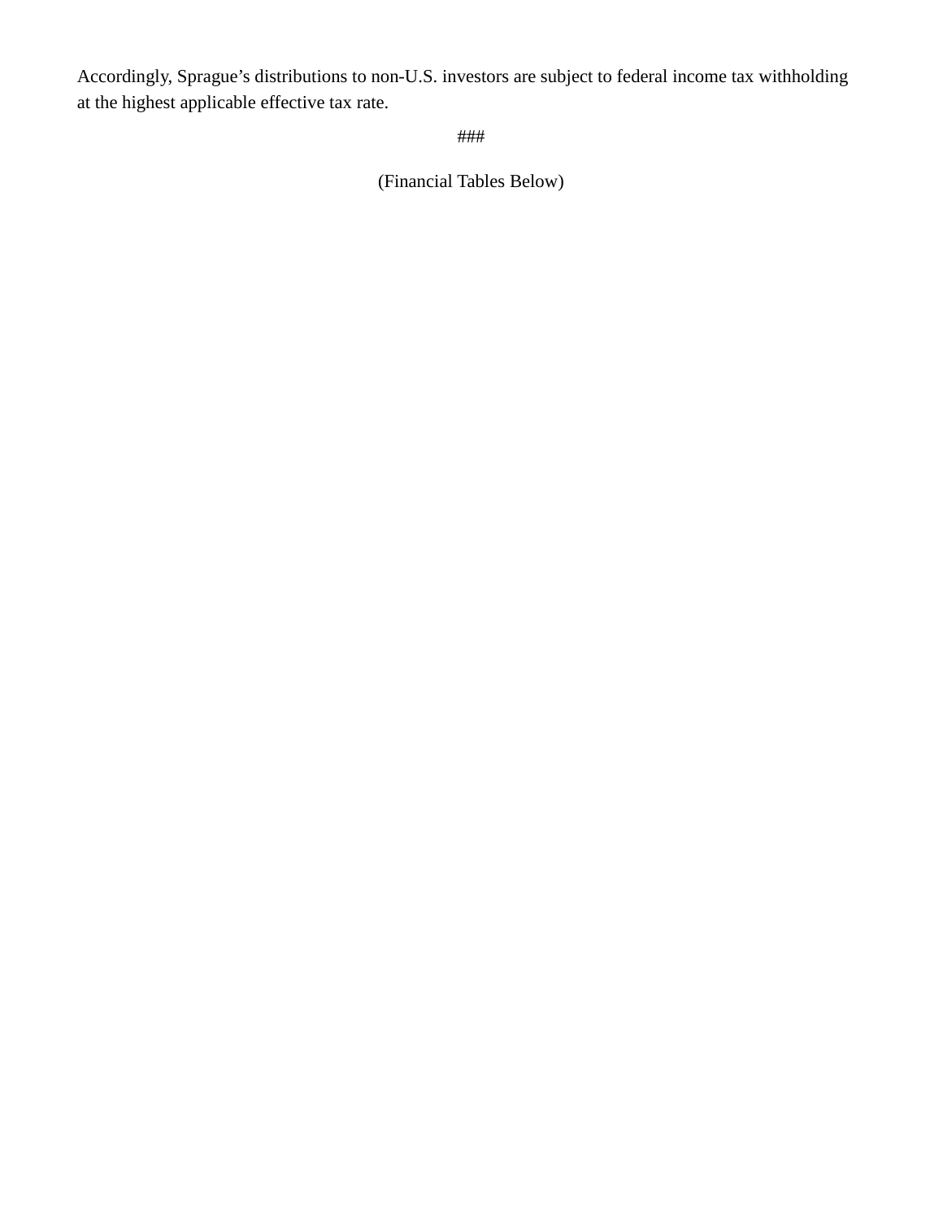Accordingly, Sprague’s distributions to non-U.S. investors are subject to federal income tax withholding at the highest applicable effective tax rate.

###

(Financial Tables Below)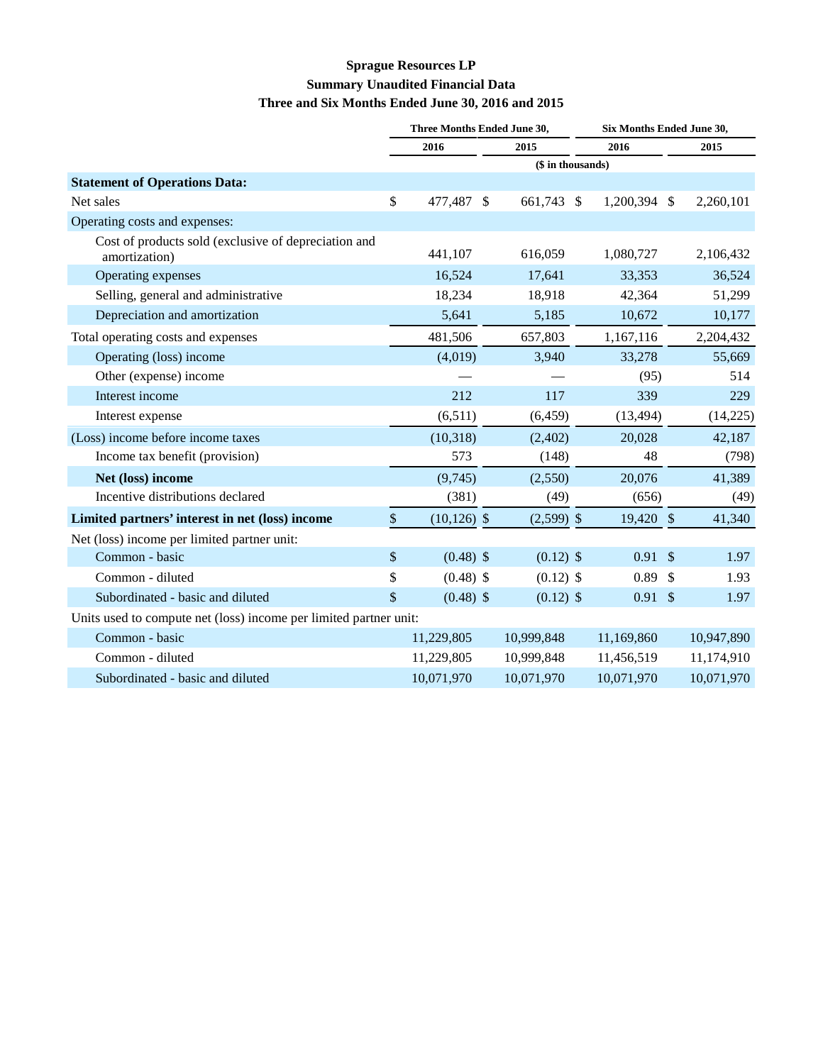**Sprague Resources LP**

**Summary Unaudited Financial Data**

**Three and Six Months Ended June 30, 2016 and 2015**

| | Three Months Ended June 30, | | Six Months Ended June 30, | |
|---|---|---|---|---|
| | 2016 | 2015 | 2016 | 2015 |
| | ($ in thousands) | | | |
| **Statement of Operations Data:** | | | | |
| Net sales | $ 477,487 | $ 661,743 | $ 1,200,394 | $ 2,260,101 |
| Operating costs and expenses: | | | | |
| Cost of products sold (exclusive of depreciation and amortization) | 441,107 | 616,059 | 1,080,727 | 2,106,432 |
| Operating expenses | 16,524 | 17,641 | 33,353 | 36,524 |
| Selling, general and administrative | 18,234 | 18,918 | 42,364 | 51,299 |
| Depreciation and amortization | 5,641 | 5,185 | 10,672 | 10,177 |
| Total operating costs and expenses | 481,506 | 657,803 | 1,167,116 | 2,204,432 |
| Operating (loss) income | (4,019) | 3,940 | 33,278 | 55,669 |
| Other (expense) income | — | — | (95) | 514 |
| Interest income | 212 | 117 | 339 | 229 |
| Interest expense | (6,511) | (6,459) | (13,494) | (14,225) |
| (Loss) income before income taxes | (10,318) | (2,402) | 20,028 | 42,187 |
| Income tax benefit (provision) | 573 | (148) | 48 | (798) |
| **Net (loss) income** | (9,745) | (2,550) | 20,076 | 41,389 |
| Incentive distributions declared | (381) | (49) | (656) | (49) |
| **Limited partners' interest in net (loss) income** | $ (10,126) | $ (2,599) | $ 19,420 | $ 41,340 |
| Net (loss) income per limited partner unit: | | | | |
| Common - basic | $ (0.48) | $ (0.12) | $ 0.91 | $ 1.97 |
| Common - diluted | $ (0.48) | $ (0.12) | $ 0.89 | $ 1.93 |
| Subordinated - basic and diluted | $ (0.48) | $ (0.12) | $ 0.91 | $ 1.97 |
| Units used to compute net (loss) income per limited partner unit: | | | | |
| Common - basic | 11,229,805 | 10,999,848 | 11,169,860 | 10,947,890 |
| Common - diluted | 11,229,805 | 10,999,848 | 11,456,519 | 11,174,910 |
| Subordinated - basic and diluted | 10,071,970 | 10,071,970 | 10,071,970 | 10,071,970 |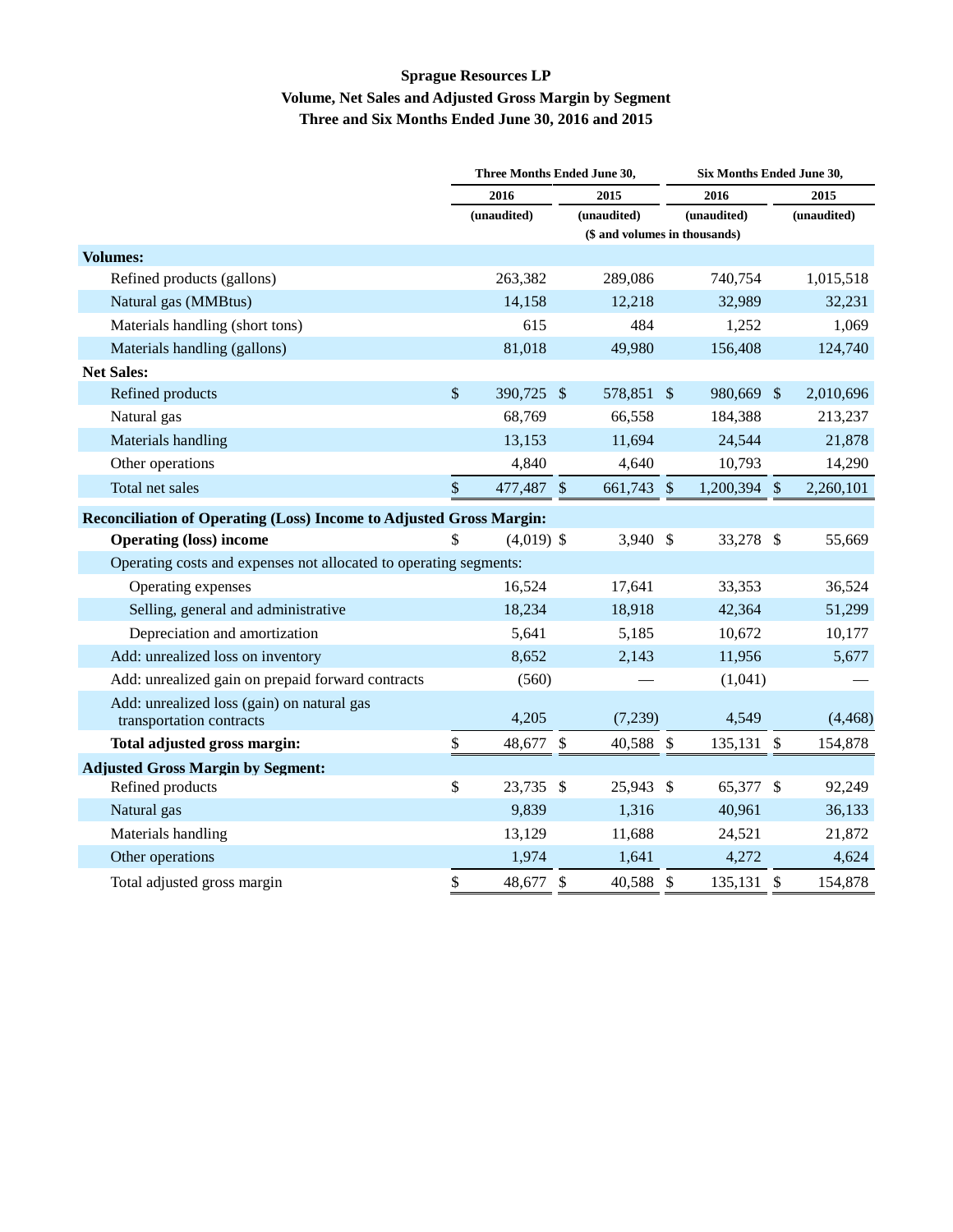**Sprague Resources LP**
**Volume, Net Sales and Adjusted Gross Margin by Segment**
**Three and Six Months Ended June 30, 2016 and 2015**

| | Three Months Ended June 30, | | Six Months Ended June 30, | |
|---|---|---|---|---|
| | 2016 | 2015 | 2016 | 2015 |
| | (unaudited) | (unaudited) | (unaudited) | (unaudited) |
| | ($ and volumes in thousands) | | | |
| **Volumes:** | | | | |
| Refined products (gallons) | 263,382 | 289,086 | 740,754 | 1,015,518 |
| Natural gas (MMBtus) | 14,158 | 12,218 | 32,989 | 32,231 |
| Materials handling (short tons) | 615 | 484 | 1,252 | 1,069 |
| Materials handling (gallons) | 81,018 | 49,980 | 156,408 | 124,740 |
| **Net Sales:** | | | | |
| Refined products | $ 390,725 | $ 578,851 | $ 980,669 | $ 2,010,696 |
| Natural gas | 68,769 | 66,558 | 184,388 | 213,237 |
| Materials handling | 13,153 | 11,694 | 24,544 | 21,878 |
| Other operations | 4,840 | 4,640 | 10,793 | 14,290 |
| Total net sales | $ 477,487 | $ 661,743 | $ 1,200,394 | $ 2,260,101 |
| **Reconciliation of Operating (Loss) Income to Adjusted Gross Margin:** | | | | |
| **Operating (loss) income** | $ (4,019) | $ 3,940 | $ 33,278 | $ 55,669 |
| Operating costs and expenses not allocated to operating segments: | | | | |
| Operating expenses | 16,524 | 17,641 | 33,353 | 36,524 |
| Selling, general and administrative | 18,234 | 18,918 | 42,364 | 51,299 |
| Depreciation and amortization | 5,641 | 5,185 | 10,672 | 10,177 |
| Add: unrealized loss on inventory | 8,652 | 2,143 | 11,956 | 5,677 |
| Add: unrealized gain on prepaid forward contracts | (560) | — | (1,041) | — |
| Add: unrealized loss (gain) on natural gas transportation contracts | 4,205 | (7,239) | 4,549 | (4,468) |
| **Total adjusted gross margin:** | $ 48,677 | $ 40,588 | $ 135,131 | $ 154,878 |
| **Adjusted Gross Margin by Segment:** | | | | |
| Refined products | $ 23,735 | $ 25,943 | $ 65,377 | $ 92,249 |
| Natural gas | 9,839 | 1,316 | 40,961 | 36,133 |
| Materials handling | 13,129 | 11,688 | 24,521 | 21,872 |
| Other operations | 1,974 | 1,641 | 4,272 | 4,624 |
| Total adjusted gross margin | $ 48,677 | $ 40,588 | $ 135,131 | $ 154,878 |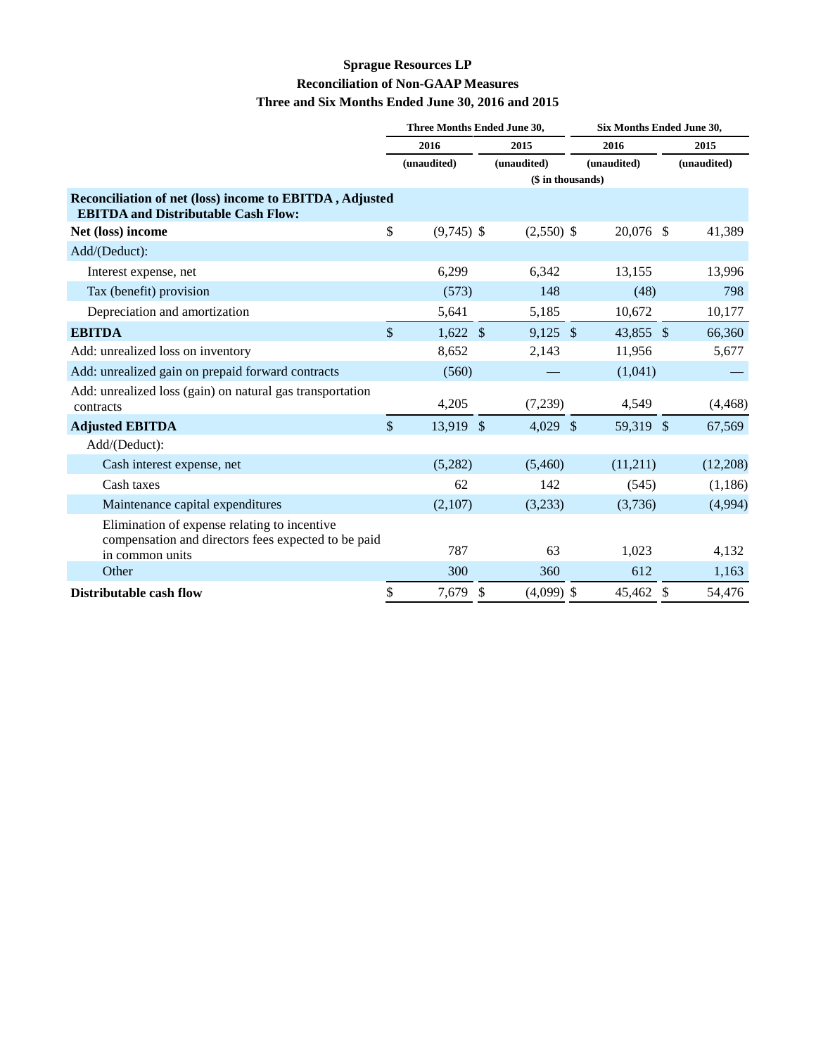**Sprague Resources LP**

**Reconciliation of Non-GAAP Measures**

**Three and Six Months Ended June 30, 2016 and 2015**

| | Three Months Ended June 30, | | Six Months Ended June 30, | |
|---|---|---|---|---|
| | 2016 | 2015 | 2016 | 2015 |
| | (unaudited) | (unaudited) | (unaudited) | (unaudited) |
| | ($ in thousands) | | | |
| **Reconciliation of net (loss) income to EBITDA , Adjusted EBITDA and Distributable Cash Flow:** | | | | |
| **Net (loss) income** | $ (9,745) | $ (2,550) | $ 20,076 | $ 41,389 |
| Add/(Deduct): | | | | |
| Interest expense, net | 6,299 | 6,342 | 13,155 | 13,996 |
| Tax (benefit) provision | (573) | 148 | (48) | 798 |
| Depreciation and amortization | 5,641 | 5,185 | 10,672 | 10,177 |
| **EBITDA** | $ 1,622 | $ 9,125 | $ 43,855 | $ 66,360 |
| Add: unrealized loss on inventory | 8,652 | 2,143 | 11,956 | 5,677 |
| Add: unrealized gain on prepaid forward contracts | (560) | — | (1,041) | — |
| Add: unrealized loss (gain) on natural gas transportation contracts | 4,205 | (7,239) | 4,549 | (4,468) |
| **Adjusted EBITDA** | $ 13,919 | $ 4,029 | $ 59,319 | $ 67,569 |
| Add/(Deduct): | | | | |
| Cash interest expense, net | (5,282) | (5,460) | (11,211) | (12,208) |
| Cash taxes | 62 | 142 | (545) | (1,186) |
| Maintenance capital expenditures | (2,107) | (3,233) | (3,736) | (4,994) |
| Elimination of expense relating to incentive compensation and directors fees expected to be paid in common units | 787 | 63 | 1,023 | 4,132 |
| Other | 300 | 360 | 612 | 1,163 |
| **Distributable cash flow** | $ 7,679 | $ (4,099) | $ 45,462 | $ 54,476 |